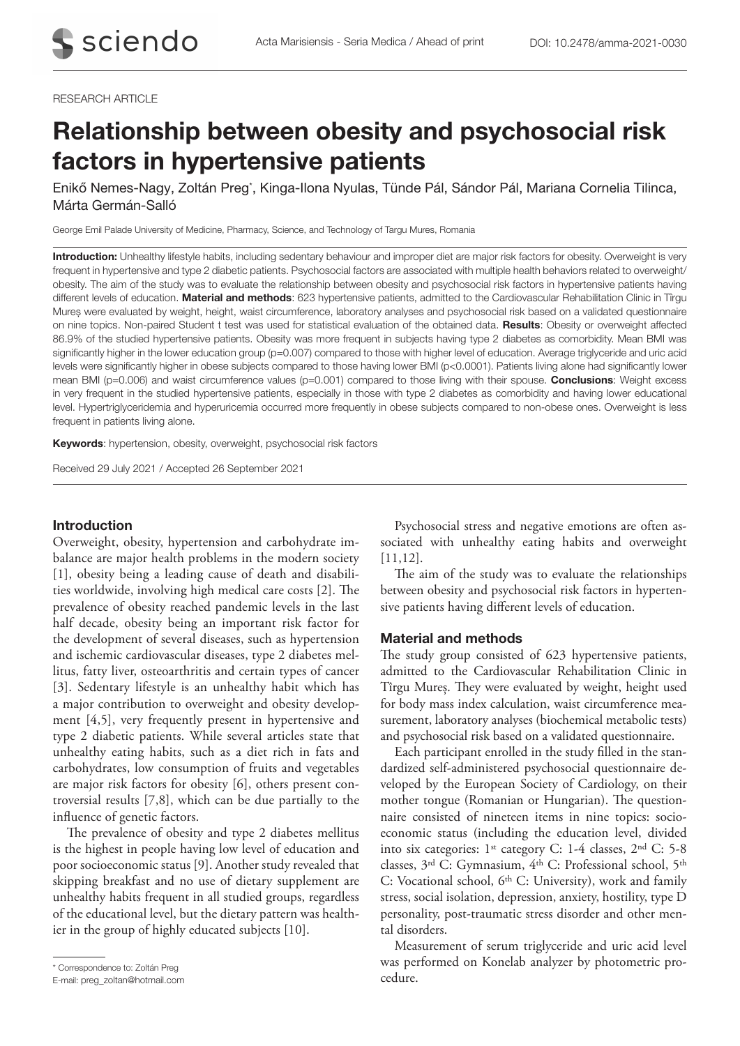RESEARCH ARTICLE

# Relationship between obesity and psychosocial risk factors in hypertensive patients

Enikő Nemes-Nagy, Zoltán Preg*, Kinga-Ilona Nyulas, Tünde Pál, Sándor Pál, Mariana Cornelia Tilinca, Márta Germán-Salló

George Emil Palade University of Medicine, Pharmacy, Science, and Technology of Targu Mures, Romania

**Introduction:** Unhealthy lifestyle habits, including sedentary behaviour and improper diet are major risk factors for obesity. Overweight is very frequent in hypertensive and type 2 diabetic patients. Psychosocial factors are associated with multiple health behaviors related to overweight/obesity. The aim of the study was to evaluate the relationship between obesity and psychosocial risk factors in hypertensive patients having different levels of education. **Material and methods**: 623 hypertensive patients, admitted to the Cardiovascular Rehabilitation Clinic in Tîrgu Mureş were evaluated by weight, height, waist circumference, laboratory analyses and psychosocial risk based on a validated questionnaire on nine topics. Non-paired Student t test was used for statistical evaluation of the obtained data. **Results**: Obesity or overweight affected 86.9% of the studied hypertensive patients. Obesity was more frequent in subjects having type 2 diabetes as comorbidity. Mean BMI was significantly higher in the lower education group (p=0.007) compared to those with higher level of education. Average triglyceride and uric acid levels were significantly higher in obese subjects compared to those having lower BMI (p<0.0001). Patients living alone had significantly lower mean BMI (p=0.006) and waist circumference values (p=0.001) compared to those living with their spouse. **Conclusions**: Weight excess in very frequent in the studied hypertensive patients, especially in those with type 2 diabetes as comorbidity and having lower educational level. Hypertriglyceridemia and hyperuricemia occurred more frequently in obese subjects compared to non-obese ones. Overweight is less frequent in patients living alone.

**Keywords**: hypertension, obesity, overweight, psychosocial risk factors

Received 29 July 2021 / Accepted 26 September 2021

## Introduction

Overweight, obesity, hypertension and carbohydrate imbalance are major health problems in the modern society [1], obesity being a leading cause of death and disabilities worldwide, involving high medical care costs [2]. The prevalence of obesity reached pandemic levels in the last half decade, obesity being an important risk factor for the development of several diseases, such as hypertension and ischemic cardiovascular diseases, type 2 diabetes mellitus, fatty liver, osteoarthritis and certain types of cancer [3]. Sedentary lifestyle is an unhealthy habit which has a major contribution to overweight and obesity development [4,5], very frequently present in hypertensive and type 2 diabetic patients. While several articles state that unhealthy eating habits, such as a diet rich in fats and carbohydrates, low consumption of fruits and vegetables are major risk factors for obesity [6], others present controversial results [7,8], which can be due partially to the influence of genetic factors.

The prevalence of obesity and type 2 diabetes mellitus is the highest in people having low level of education and poor socioeconomic status [9]. Another study revealed that skipping breakfast and no use of dietary supplement are unhealthy habits frequent in all studied groups, regardless of the educational level, but the dietary pattern was healthier in the group of highly educated subjects [10].

Psychosocial stress and negative emotions are often associated with unhealthy eating habits and overweight [11,12].

The aim of the study was to evaluate the relationships between obesity and psychosocial risk factors in hypertensive patients having different levels of education.

## Material and methods

The study group consisted of 623 hypertensive patients, admitted to the Cardiovascular Rehabilitation Clinic in Tîrgu Mureş. They were evaluated by weight, height used for body mass index calculation, waist circumference measurement, laboratory analyses (biochemical metabolic tests) and psychosocial risk based on a validated questionnaire.

Each participant enrolled in the study filled in the standardized self-administered psychosocial questionnaire developed by the European Society of Cardiology, on their mother tongue (Romanian or Hungarian). The questionnaire consisted of nineteen items in nine topics: socioeconomic status (including the education level, divided into six categories: 1st category C: 1-4 classes, 2nd C: 5-8 classes, 3rd C: Gymnasium, 4th C: Professional school, 5th C: Vocational school, 6th C: University), work and family stress, social isolation, depression, anxiety, hostility, type D personality, post-traumatic stress disorder and other mental disorders.

Measurement of serum triglyceride and uric acid level was performed on Konelab analyzer by photometric procedure.

\* Correspondence to: Zoltán Preg
E-mail: preg_zoltan@hotmail.com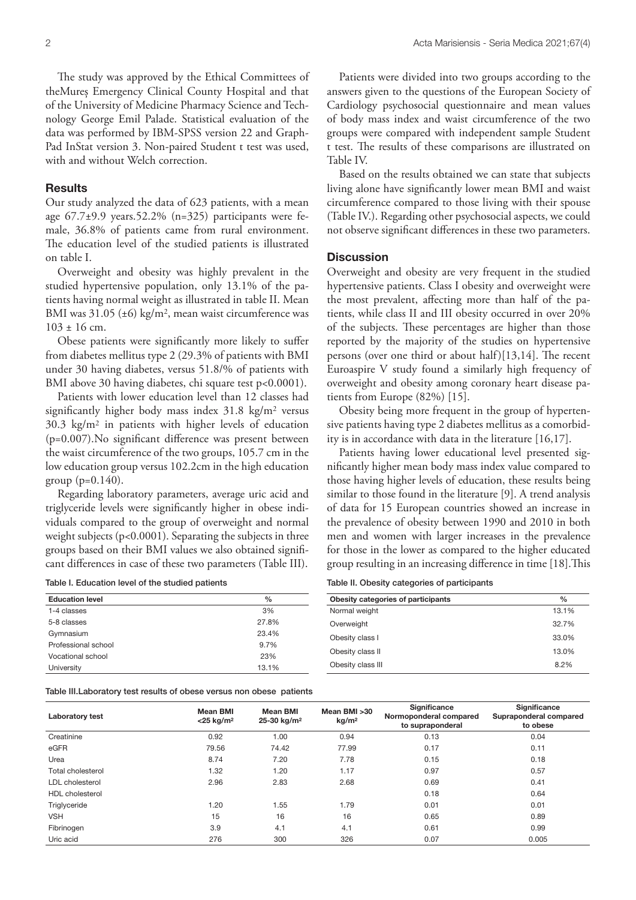The study was approved by the Ethical Committees of theMureș Emergency Clinical County Hospital and that of the University of Medicine Pharmacy Science and Technology George Emil Palade. Statistical evaluation of the data was performed by IBM-SPSS version 22 and GraphPad InStat version 3. Non-paired Student t test was used, with and without Welch correction.

## Results

Our study analyzed the data of 623 patients, with a mean age 67.7±9.9 years.52.2% (n=325) participants were female, 36.8% of patients came from rural environment. The education level of the studied patients is illustrated on table I.

Overweight and obesity was highly prevalent in the studied hypertensive population, only 13.1% of the patients having normal weight as illustrated in table II. Mean BMI was 31.05 (±6) kg/m², mean waist circumference was 103 ± 16 cm.

Obese patients were significantly more likely to suffer from diabetes mellitus type 2 (29.3% of patients with BMI under 30 having diabetes, versus 51.8/% of patients with BMI above 30 having diabetes, chi square test p<0.0001).

Patients with lower education level than 12 classes had significantly higher body mass index 31.8 kg/m² versus 30.3 kg/m² in patients with higher levels of education (p=0.007).No significant difference was present between the waist circumference of the two groups, 105.7 cm in the low education group versus 102.2cm in the high education group (p=0.140).

Regarding laboratory parameters, average uric acid and triglyceride levels were significantly higher in obese individuals compared to the group of overweight and normal weight subjects (p<0.0001). Separating the subjects in three groups based on their BMI values we also obtained significant differences in case of these two parameters (Table III).

Table I. Education level of the studied patients

| Education level | % |
|---|---|
| 1-4 classes | 3% |
| 5-8 classes | 27.8% |
| Gymnasium | 23.4% |
| Professional school | 9.7% |
| Vocational school | 23% |
| University | 13.1% |

Patients were divided into two groups according to the answers given to the questions of the European Society of Cardiology psychosocial questionnaire and mean values of body mass index and waist circumference of the two groups were compared with independent sample Student t test. The results of these comparisons are illustrated on Table IV.

Based on the results obtained we can state that subjects living alone have significantly lower mean BMI and waist circumference compared to those living with their spouse (Table IV.). Regarding other psychosocial aspects, we could not observe significant differences in these two parameters.

## Discussion

Overweight and obesity are very frequent in the studied hypertensive patients. Class I obesity and overweight were the most prevalent, affecting more than half of the patients, while class II and III obesity occurred in over 20% of the subjects. These percentages are higher than those reported by the majority of the studies on hypertensive persons (over one third or about half)[13,14]. The recent Euroaspire V study found a similarly high frequency of overweight and obesity among coronary heart disease patients from Europe (82%) [15].

Obesity being more frequent in the group of hypertensive patients having type 2 diabetes mellitus as a comorbidity is in accordance with data in the literature [16,17].

Patients having lower educational level presented significantly higher mean body mass index value compared to those having higher levels of education, these results being similar to those found in the literature [9]. A trend analysis of data for 15 European countries showed an increase in the prevalence of obesity between 1990 and 2010 in both men and women with larger increases in the prevalence for those in the lower as compared to the higher educated group resulting in an increasing difference in time [18].This

Table II. Obesity categories of participants

| Obesity categories of participants | % |
|---|---|
| Normal weight | 13.1% |
| Overweight | 32.7% |
| Obesity class I | 33.0% |
| Obesity class II | 13.0% |
| Obesity class III | 8.2% |

Table III.Laboratory test results of obese versus non obese patients

| Laboratory test | Mean BMI <25 kg/m² | Mean BMI 25-30 kg/m² | Mean BMI >30 kg/m² | Significance Normoponderal compared to supraponderal | Significance Supraponderal compared to obese |
|---|---|---|---|---|---|
| Creatinine | 0.92 | 1.00 | 0.94 | 0.13 | 0.04 |
| eGFR | 79.56 | 74.42 | 77.99 | 0.17 | 0.11 |
| Urea | 8.74 | 7.20 | 7.78 | 0.15 | 0.18 |
| Total cholesterol | 1.32 | 1.20 | 1.17 | 0.97 | 0.57 |
| LDL cholesterol | 2.96 | 2.83 | 2.68 | 0.69 | 0.41 |
| HDL cholesterol | | | | 0.18 | 0.64 |
| Triglyceride | 1.20 | 1.55 | 1.79 | 0.01 | 0.01 |
| VSH | 15 | 16 | 16 | 0.65 | 0.89 |
| Fibrinogen | 3.9 | 4.1 | 4.1 | 0.61 | 0.99 |
| Uric acid | 276 | 300 | 326 | 0.07 | 0.005 |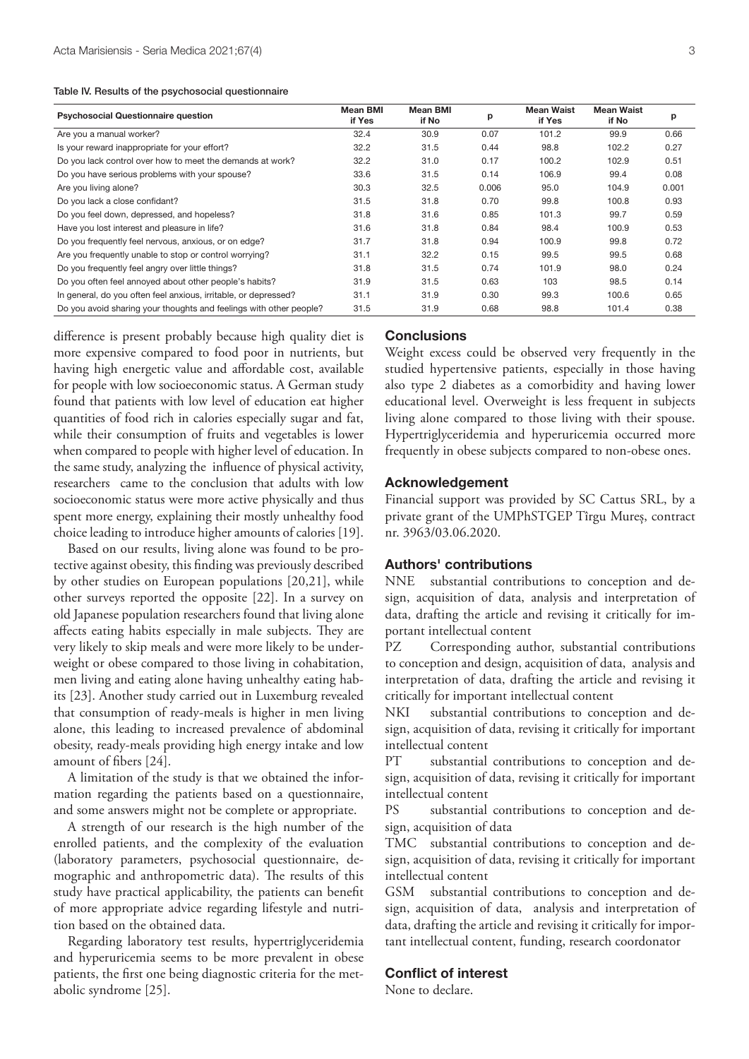Table IV. Results of the psychosocial questionnaire

| Psychosocial Questionnaire question | Mean BMI if Yes | Mean BMI if No | p | Mean Waist if Yes | Mean Waist if No | p |
|---|---|---|---|---|---|---|
| Are you a manual worker? | 32.4 | 30.9 | 0.07 | 101.2 | 99.9 | 0.66 |
| Is your reward inappropriate for your effort? | 32.2 | 31.5 | 0.44 | 98.8 | 102.2 | 0.27 |
| Do you lack control over how to meet the demands at work? | 32.2 | 31.0 | 0.17 | 100.2 | 102.9 | 0.51 |
| Do you have serious problems with your spouse? | 33.6 | 31.5 | 0.14 | 106.9 | 99.4 | 0.08 |
| Are you living alone? | 30.3 | 32.5 | 0.006 | 95.0 | 104.9 | 0.001 |
| Do you lack a close confidant? | 31.5 | 31.8 | 0.70 | 99.8 | 100.8 | 0.93 |
| Do you feel down, depressed, and hopeless? | 31.8 | 31.6 | 0.85 | 101.3 | 99.7 | 0.59 |
| Have you lost interest and pleasure in life? | 31.6 | 31.8 | 0.84 | 98.4 | 100.9 | 0.53 |
| Do you frequently feel nervous, anxious, or on edge? | 31.7 | 31.8 | 0.94 | 100.9 | 99.8 | 0.72 |
| Are you frequently unable to stop or control worrying? | 31.1 | 32.2 | 0.15 | 99.5 | 99.5 | 0.68 |
| Do you frequently feel angry over little things? | 31.8 | 31.5 | 0.74 | 101.9 | 98.0 | 0.24 |
| Do you often feel annoyed about other people's habits? | 31.9 | 31.5 | 0.63 | 103 | 98.5 | 0.14 |
| In general, do you often feel anxious, irritable, or depressed? | 31.1 | 31.9 | 0.30 | 99.3 | 100.6 | 0.65 |
| Do you avoid sharing your thoughts and feelings with other people? | 31.5 | 31.9 | 0.68 | 98.8 | 101.4 | 0.38 |

difference is present probably because high quality diet is more expensive compared to food poor in nutrients, but having high energetic value and affordable cost, available for people with low socioeconomic status. A German study found that patients with low level of education eat higher quantities of food rich in calories especially sugar and fat, while their consumption of fruits and vegetables is lower when compared to people with higher level of education. In the same study, analyzing the influence of physical activity, researchers came to the conclusion that adults with low socioeconomic status were more active physically and thus spent more energy, explaining their mostly unhealthy food choice leading to introduce higher amounts of calories [19].

Based on our results, living alone was found to be protective against obesity, this finding was previously described by other studies on European populations [20,21], while other surveys reported the opposite [22]. In a survey on old Japanese population researchers found that living alone affects eating habits especially in male subjects. They are very likely to skip meals and were more likely to be underweight or obese compared to those living in cohabitation, men living and eating alone having unhealthy eating habits [23]. Another study carried out in Luxemburg revealed that consumption of ready-meals is higher in men living alone, this leading to increased prevalence of abdominal obesity, ready-meals providing high energy intake and low amount of fibers [24].

A limitation of the study is that we obtained the information regarding the patients based on a questionnaire, and some answers might not be complete or appropriate.

A strength of our research is the high number of the enrolled patients, and the complexity of the evaluation (laboratory parameters, psychosocial questionnaire, demographic and anthropometric data). The results of this study have practical applicability, the patients can benefit of more appropriate advice regarding lifestyle and nutrition based on the obtained data.

Regarding laboratory test results, hypertriglyceridemia and hyperuricemia seems to be more prevalent in obese patients, the first one being diagnostic criteria for the metabolic syndrome [25].

## Conclusions

Weight excess could be observed very frequently in the studied hypertensive patients, especially in those having also type 2 diabetes as a comorbidity and having lower educational level. Overweight is less frequent in subjects living alone compared to those living with their spouse. Hypertriglyceridemia and hyperuricemia occurred more frequently in obese subjects compared to non-obese ones.

## Acknowledgement

Financial support was provided by SC Cattus SRL, by a private grant of the UMPhSTGEP Tîrgu Mureş, contract nr. 3963/03.06.2020.

## Authors' contributions

NNE substantial contributions to conception and design, acquisition of data, analysis and interpretation of data, drafting the article and revising it critically for important intellectual content

PZ Corresponding author, substantial contributions to conception and design, acquisition of data, analysis and interpretation of data, drafting the article and revising it critically for important intellectual content

NKI substantial contributions to conception and design, acquisition of data, revising it critically for important intellectual content

PT substantial contributions to conception and design, acquisition of data, revising it critically for important intellectual content

PS substantial contributions to conception and design, acquisition of data

TMC substantial contributions to conception and design, acquisition of data, revising it critically for important intellectual content

GSM substantial contributions to conception and design, acquisition of data, analysis and interpretation of data, drafting the article and revising it critically for important intellectual content, funding, research coordonator

## Conflict of interest

None to declare.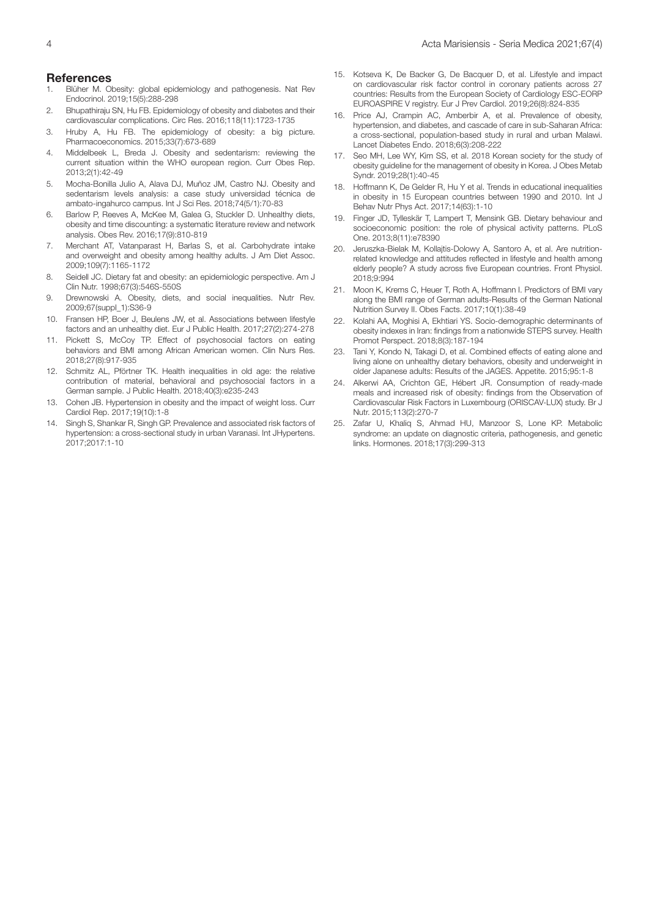## References

1. Blüher M. Obesity: global epidemiology and pathogenesis. Nat Rev Endocrinol. 2019;15(5):288-298
2. Bhupathiraju SN, Hu FB. Epidemiology of obesity and diabetes and their cardiovascular complications. Circ Res. 2016;118(11):1723-1735
3. Hruby A, Hu FB. The epidemiology of obesity: a big picture. Pharmacoeconomics. 2015;33(7):673-689
4. Middelbeek L, Breda J. Obesity and sedentarism: reviewing the current situation within the WHO european region. Curr Obes Rep. 2013;2(1):42-49
5. Mocha-Bonilla Julio A, Alava DJ, Muñoz JM, Castro NJ. Obesity and sedentarism levels analysis: a case study universidad técnica de ambato-ingahurco campus. Int J Sci Res. 2018;74(5/1):70-83
6. Barlow P, Reeves A, McKee M, Galea G, Stuckler D. Unhealthy diets, obesity and time discounting: a systematic literature review and network analysis. Obes Rev. 2016;17(9):810-819
7. Merchant AT, Vatanparast H, Barlas S, et al. Carbohydrate intake and overweight and obesity among healthy adults. J Am Diet Assoc. 2009;109(7):1165-1172
8. Seidell JC. Dietary fat and obesity: an epidemiologic perspective. Am J Clin Nutr. 1998;67(3):546S-550S
9. Drewnowski A. Obesity, diets, and social inequalities. Nutr Rev. 2009;67(suppl_1):S36-9
10. Fransen HP, Boer J, Beulens JW, et al. Associations between lifestyle factors and an unhealthy diet. Eur J Public Health. 2017;27(2):274-278
11. Pickett S, McCoy TP. Effect of psychosocial factors on eating behaviors and BMI among African American women. Clin Nurs Res. 2018;27(8):917-935
12. Schmitz AL, Pförtner TK. Health inequalities in old age: the relative contribution of material, behavioral and psychosocial factors in a German sample. J Public Health. 2018;40(3):e235-243
13. Cohen JB. Hypertension in obesity and the impact of weight loss. Curr Cardiol Rep. 2017;19(10):1-8
14. Singh S, Shankar R, Singh GP. Prevalence and associated risk factors of hypertension: a cross-sectional study in urban Varanasi. Int JHypertens. 2017;2017:1-10
15. Kotseva K, De Backer G, De Bacquer D, et al. Lifestyle and impact on cardiovascular risk factor control in coronary patients across 27 countries: Results from the European Society of Cardiology ESC-EORP EUROASPIRE V registry. Eur J Prev Cardiol. 2019;26(8):824-835
16. Price AJ, Crampin AC, Amberbir A, et al. Prevalence of obesity, hypertension, and diabetes, and cascade of care in sub-Saharan Africa: a cross-sectional, population-based study in rural and urban Malawi. Lancet Diabetes Endo. 2018;6(3):208-222
17. Seo MH, Lee WY, Kim SS, et al. 2018 Korean society for the study of obesity guideline for the management of obesity in Korea. J Obes Metab Syndr. 2019;28(1):40-45
18. Hoffmann K, De Gelder R, Hu Y et al. Trends in educational inequalities in obesity in 15 European countries between 1990 and 2010. Int J Behav Nutr Phys Act. 2017;14(63):1-10
19. Finger JD, Tylleskär T, Lampert T, Mensink GB. Dietary behaviour and socioeconomic position: the role of physical activity patterns. PLoS One. 2013;8(11):e78390
20. Jeruszka-Bielak M, Kollajtis-Dolowy A, Santoro A, et al. Are nutrition-related knowledge and attitudes reflected in lifestyle and health among elderly people? A study across five European countries. Front Physiol. 2018;9:994
21. Moon K, Krems C, Heuer T, Roth A, Hoffmann I. Predictors of BMI vary along the BMI range of German adults-Results of the German National Nutrition Survey II. Obes Facts. 2017;10(1):38-49
22. Kolahi AA, Moghisi A, Ekhtiari YS. Socio-demographic determinants of obesity indexes in Iran: findings from a nationwide STEPS survey. Health Promot Perspect. 2018;8(3):187-194
23. Tani Y, Kondo N, Takagi D, et al. Combined effects of eating alone and living alone on unhealthy dietary behaviors, obesity and underweight in older Japanese adults: Results of the JAGES. Appetite. 2015;95:1-8
24. Alkerwi AA, Crichton GE, Hébert JR. Consumption of ready-made meals and increased risk of obesity: findings from the Observation of Cardiovascular Risk Factors in Luxembourg (ORISCAV-LUX) study. Br J Nutr. 2015;113(2):270-7
25. Zafar U, Khaliq S, Ahmad HU, Manzoor S, Lone KP. Metabolic syndrome: an update on diagnostic criteria, pathogenesis, and genetic links. Hormones. 2018;17(3):299-313